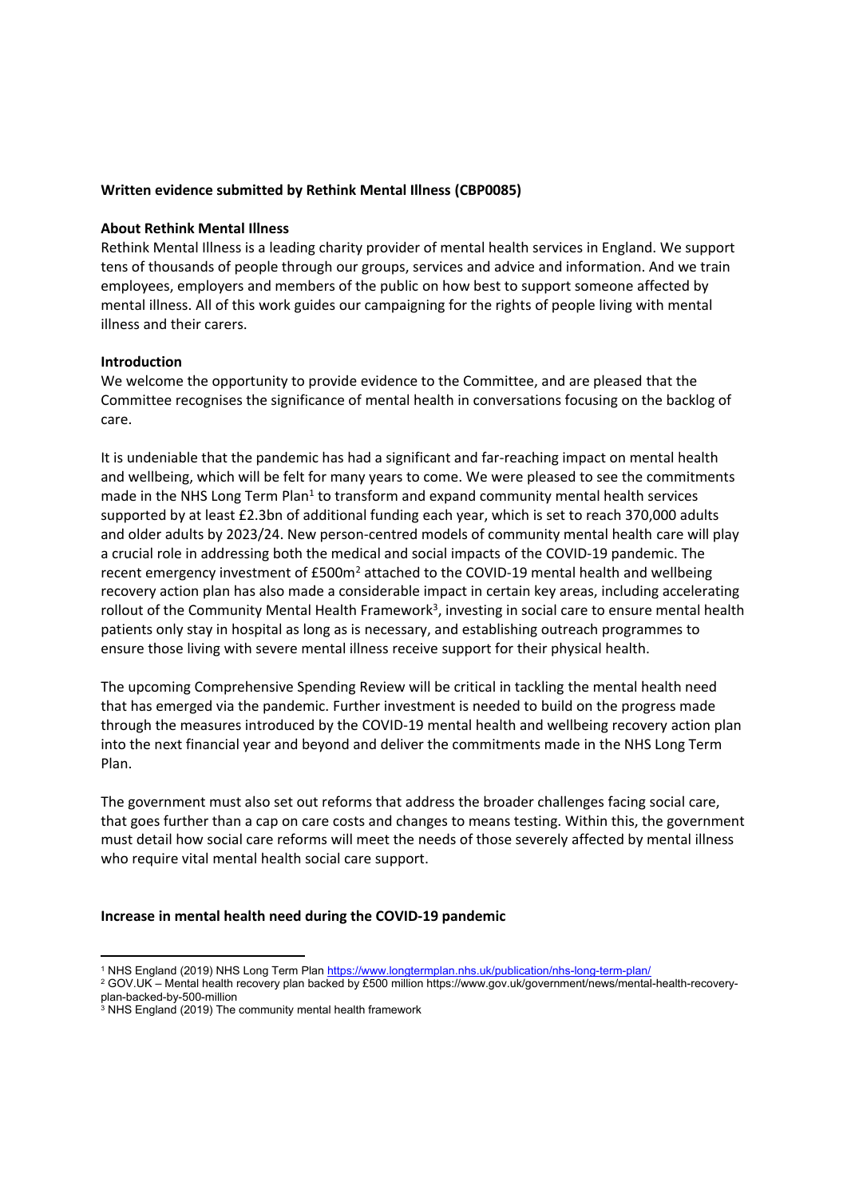**Written evidence submitted by Rethink Mental Illness (CBP0085)**

**About Rethink Mental Illness**

Rethink Mental Illness is a leading charity provider of mental health services in England. We support tens of thousands of people through our groups, services and advice and information. And we train employees, employers and members of the public on how best to support someone affected by mental illness. All of this work guides our campaigning for the rights of people living with mental illness and their carers.

**Introduction**

We welcome the opportunity to provide evidence to the Committee, and are pleased that the Committee recognises the significance of mental health in conversations focusing on the backlog of care.

It is undeniable that the pandemic has had a significant and far-reaching impact on mental health and wellbeing, which will be felt for many years to come. We were pleased to see the commitments made in the NHS Long Term Plan[1] to transform and expand community mental health services supported by at least £2.3bn of additional funding each year, which is set to reach 370,000 adults and older adults by 2023/24. New person-centred models of community mental health care will play a crucial role in addressing both the medical and social impacts of the COVID-19 pandemic. The recent emergency investment of £500m[2] attached to the COVID-19 mental health and wellbeing recovery action plan has also made a considerable impact in certain key areas, including accelerating rollout of the Community Mental Health Framework[3], investing in social care to ensure mental health patients only stay in hospital as long as is necessary, and establishing outreach programmes to ensure those living with severe mental illness receive support for their physical health.

The upcoming Comprehensive Spending Review will be critical in tackling the mental health need that has emerged via the pandemic. Further investment is needed to build on the progress made through the measures introduced by the COVID-19 mental health and wellbeing recovery action plan into the next financial year and beyond and deliver the commitments made in the NHS Long Term Plan.

The government must also set out reforms that address the broader challenges facing social care, that goes further than a cap on care costs and changes to means testing. Within this, the government must detail how social care reforms will meet the needs of those severely affected by mental illness who require vital mental health social care support.

**Increase in mental health need during the COVID-19 pandemic**

---

[1] NHS England (2019) NHS Long Term Plan https://www.longtermplan.nhs.uk/publication/nhs-long-term-plan/

[2] GOV.UK – Mental health recovery plan backed by £500 million https://www.gov.uk/government/news/mental-health-recovery-plan-backed-by-500-million

[3] NHS England (2019) The community mental health framework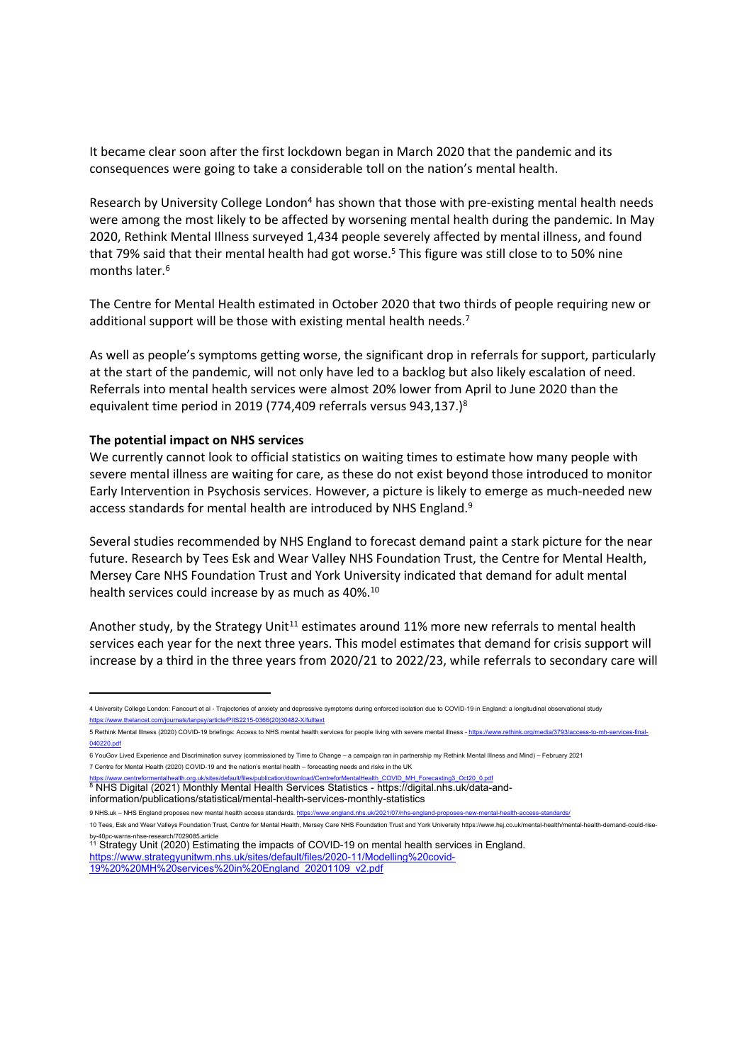It became clear soon after the first lockdown began in March 2020 that the pandemic and its consequences were going to take a considerable toll on the nation's mental health.

Research by University College London[4] has shown that those with pre-existing mental health needs were among the most likely to be affected by worsening mental health during the pandemic. In May 2020, Rethink Mental Illness surveyed 1,434 people severely affected by mental illness, and found that 79% said that their mental health had got worse.[5] This figure was still close to to 50% nine months later.[6]

The Centre for Mental Health estimated in October 2020 that two thirds of people requiring new or additional support will be those with existing mental health needs.[7]

As well as people's symptoms getting worse, the significant drop in referrals for support, particularly at the start of the pandemic, will not only have led to a backlog but also likely escalation of need. Referrals into mental health services were almost 20% lower from April to June 2020 than the equivalent time period in 2019 (774,409 referrals versus 943,137.)[8]

**The potential impact on NHS services**

We currently cannot look to official statistics on waiting times to estimate how many people with severe mental illness are waiting for care, as these do not exist beyond those introduced to monitor Early Intervention in Psychosis services. However, a picture is likely to emerge as much-needed new access standards for mental health are introduced by NHS England.[9]

Several studies recommended by NHS England to forecast demand paint a stark picture for the near future. Research by Tees Esk and Wear Valley NHS Foundation Trust, the Centre for Mental Health, Mersey Care NHS Foundation Trust and York University indicated that demand for adult mental health services could increase by as much as 40%.[10]

Another study, by the Strategy Unit[11] estimates around 11% more new referrals to mental health services each year for the next three years. This model estimates that demand for crisis support will increase by a third in the three years from 2020/21 to 2022/23, while referrals to secondary care will

---

4 University College London: Fancourt et al - Trajectories of anxiety and depressive symptoms during enforced isolation due to COVID-19 in England: a longitudinal observational study https://www.thelancet.com/journals/lanpsy/article/PIIS2215-0366(20)30482-X/fulltext

5 Rethink Mental Illness (2020) COVID-19 briefings: Access to NHS mental health services for people living with severe mental illness - https://www.rethink.org/media/3793/access-to-mh-services-final-040220.pdf

6 YouGov Lived Experience and Discrimination survey (commissioned by Time to Change – a campaign ran in partnership my Rethink Mental Illness and Mind) – February 2021

7 Centre for Mental Health (2020) COVID-19 and the nation's mental health – forecasting needs and risks in the UK https://www.centreformentalhealth.org.uk/sites/default/files/publication/download/CentreforMentalHealth_COVID_MH_Forecasting3_Oct20_0.pdf

8 NHS Digital (2021) Monthly Mental Health Services Statistics - https://digital.nhs.uk/data-and-information/publications/statistical/mental-health-services-monthly-statistics

9 NHS.uk – NHS England proposes new mental health access standards. https://www.england.nhs.uk/2021/07/nhs-england-proposes-new-mental-health-access-standards/

10 Tees, Esk and Wear Valleys Foundation Trust, Centre for Mental Health, Mersey Care NHS Foundation Trust and York University https://www.hsj.co.uk/mental-health/mental-health-demand-could-rise-by-40pc-warns-nhse-research/7029085.article

11 Strategy Unit (2020) Estimating the impacts of COVID-19 on mental health services in England. https://www.strategyunitwm.nhs.uk/sites/default/files/2020-11/Modelling%20covid-19%20%20MH%20services%20in%20England_20201109_v2.pdf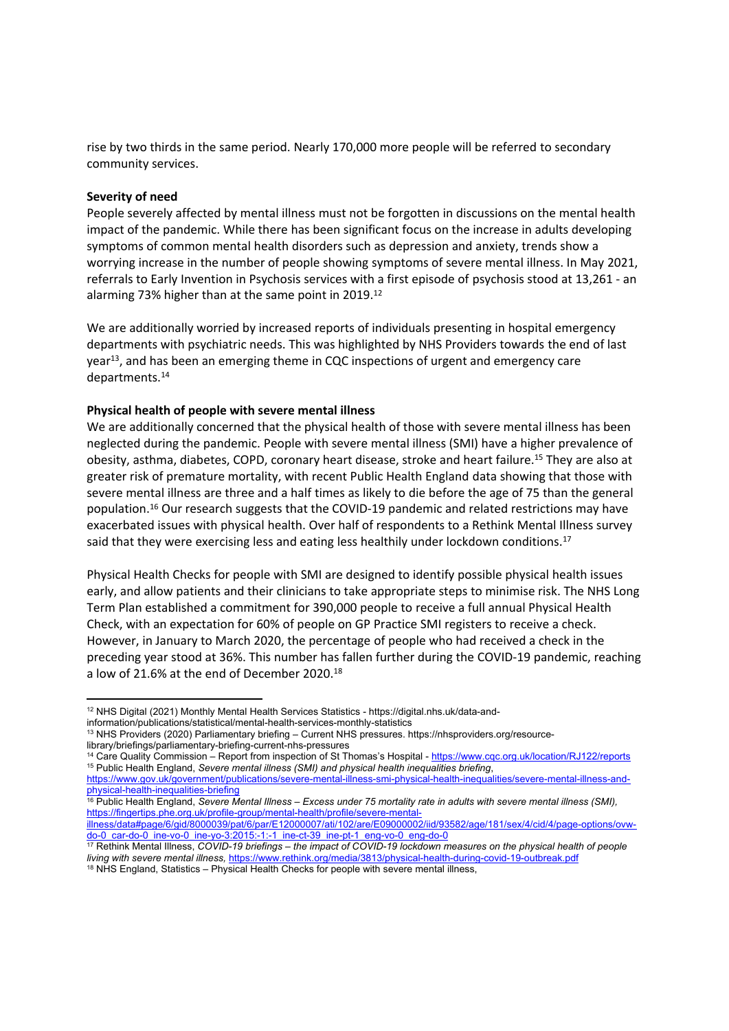rise by two thirds in the same period. Nearly 170,000 more people will be referred to secondary community services.

**Severity of need**

People severely affected by mental illness must not be forgotten in discussions on the mental health impact of the pandemic. While there has been significant focus on the increase in adults developing symptoms of common mental health disorders such as depression and anxiety, trends show a worrying increase in the number of people showing symptoms of severe mental illness. In May 2021, referrals to Early Invention in Psychosis services with a first episode of psychosis stood at 13,261 - an alarming 73% higher than at the same point in 2019.[12]

We are additionally worried by increased reports of individuals presenting in hospital emergency departments with psychiatric needs. This was highlighted by NHS Providers towards the end of last year[13], and has been an emerging theme in CQC inspections of urgent and emergency care departments.[14]

**Physical health of people with severe mental illness**

We are additionally concerned that the physical health of those with severe mental illness has been neglected during the pandemic. People with severe mental illness (SMI) have a higher prevalence of obesity, asthma, diabetes, COPD, coronary heart disease, stroke and heart failure.[15] They are also at greater risk of premature mortality, with recent Public Health England data showing that those with severe mental illness are three and a half times as likely to die before the age of 75 than the general population.[16] Our research suggests that the COVID-19 pandemic and related restrictions may have exacerbated issues with physical health. Over half of respondents to a Rethink Mental Illness survey said that they were exercising less and eating less healthily under lockdown conditions.[17]

Physical Health Checks for people with SMI are designed to identify possible physical health issues early, and allow patients and their clinicians to take appropriate steps to minimise risk. The NHS Long Term Plan established a commitment for 390,000 people to receive a full annual Physical Health Check, with an expectation for 60% of people on GP Practice SMI registers to receive a check. However, in January to March 2020, the percentage of people who had received a check in the preceding year stood at 36%. This number has fallen further during the COVID-19 pandemic, reaching a low of 21.6% at the end of December 2020.[18]

---

[12] NHS Digital (2021) Monthly Mental Health Services Statistics - https://digital.nhs.uk/data-and-information/publications/statistical/mental-health-services-monthly-statistics

[13] NHS Providers (2020) Parliamentary briefing – Current NHS pressures. https://nhsproviders.org/resource-library/briefings/parliamentary-briefing-current-nhs-pressures

[14] Care Quality Commission – Report from inspection of St Thomas's Hospital - https://www.cqc.org.uk/location/RJ122/reports

[15] Public Health England, *Severe mental illness (SMI) and physical health inequalities briefing*, https://www.gov.uk/government/publications/severe-mental-illness-smi-physical-health-inequalities/severe-mental-illness-and-physical-health-inequalities-briefing

[16] Public Health England, *Severe Mental Illness – Excess under 75 mortality rate in adults with severe mental illness (SMI)*, https://fingertips.phe.org.uk/profile-group/mental-health/profile/severe-mental-illness/data#page/6/gid/8000039/pat/6/par/E12000007/ati/102/are/E09000002/iid/93582/age/181/sex/4/cid/4/page-options/ovw-do-0_car-do-0_ine-vo-0_ine-yo-3:2015:-1:-1_ine-ct-39_ine-pt-1_eng-vo-0_eng-do-0

[17] Rethink Mental Illness, *COVID-19 briefings – the impact of COVID-19 lockdown measures on the physical health of people living with severe mental illness,* https://www.rethink.org/media/3813/physical-health-during-covid-19-outbreak.pdf

[18] NHS England, Statistics – Physical Health Checks for people with severe mental illness,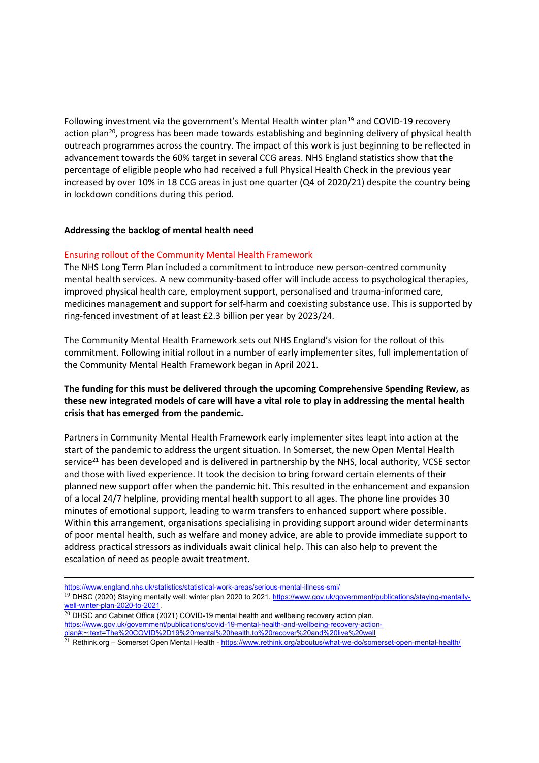Following investment via the government's Mental Health winter plan[19] and COVID-19 recovery action plan[20], progress has been made towards establishing and beginning delivery of physical health outreach programmes across the country. The impact of this work is just beginning to be reflected in advancement towards the 60% target in several CCG areas. NHS England statistics show that the percentage of eligible people who had received a full Physical Health Check in the previous year increased by over 10% in 18 CCG areas in just one quarter (Q4 of 2020/21) despite the country being in lockdown conditions during this period.

**Addressing the backlog of mental health need**

### Ensuring rollout of the Community Mental Health Framework

The NHS Long Term Plan included a commitment to introduce new person-centred community mental health services. A new community-based offer will include access to psychological therapies, improved physical health care, employment support, personalised and trauma-informed care, medicines management and support for self-harm and coexisting substance use. This is supported by ring-fenced investment of at least £2.3 billion per year by 2023/24.

The Community Mental Health Framework sets out NHS England's vision for the rollout of this commitment. Following initial rollout in a number of early implementer sites, full implementation of the Community Mental Health Framework began in April 2021.

**The funding for this must be delivered through the upcoming Comprehensive Spending Review, as these new integrated models of care will have a vital role to play in addressing the mental health crisis that has emerged from the pandemic.**

Partners in Community Mental Health Framework early implementer sites leapt into action at the start of the pandemic to address the urgent situation. In Somerset, the new Open Mental Health service[21] has been developed and is delivered in partnership by the NHS, local authority, VCSE sector and those with lived experience. It took the decision to bring forward certain elements of their planned new support offer when the pandemic hit. This resulted in the enhancement and expansion of a local 24/7 helpline, providing mental health support to all ages. The phone line provides 30 minutes of emotional support, leading to warm transfers to enhanced support where possible. Within this arrangement, organisations specialising in providing support around wider determinants of poor mental health, such as welfare and money advice, are able to provide immediate support to address practical stressors as individuals await clinical help. This can also help to prevent the escalation of need as people await treatment.

---

https://www.england.nhs.uk/statistics/statistical-work-areas/serious-mental-illness-smi/

[19] DHSC (2020) Staying mentally well: winter plan 2020 to 2021. https://www.gov.uk/government/publications/staying-mentally-well-winter-plan-2020-to-2021.

[20] DHSC and Cabinet Office (2021) COVID-19 mental health and wellbeing recovery action plan. https://www.gov.uk/government/publications/covid-19-mental-health-and-wellbeing-recovery-action-plan#:~:text=The%20COVID%2D19%20mental%20health,to%20recover%20and%20live%20well

[21] Rethink.org – Somerset Open Mental Health - https://www.rethink.org/aboutus/what-we-do/somerset-open-mental-health/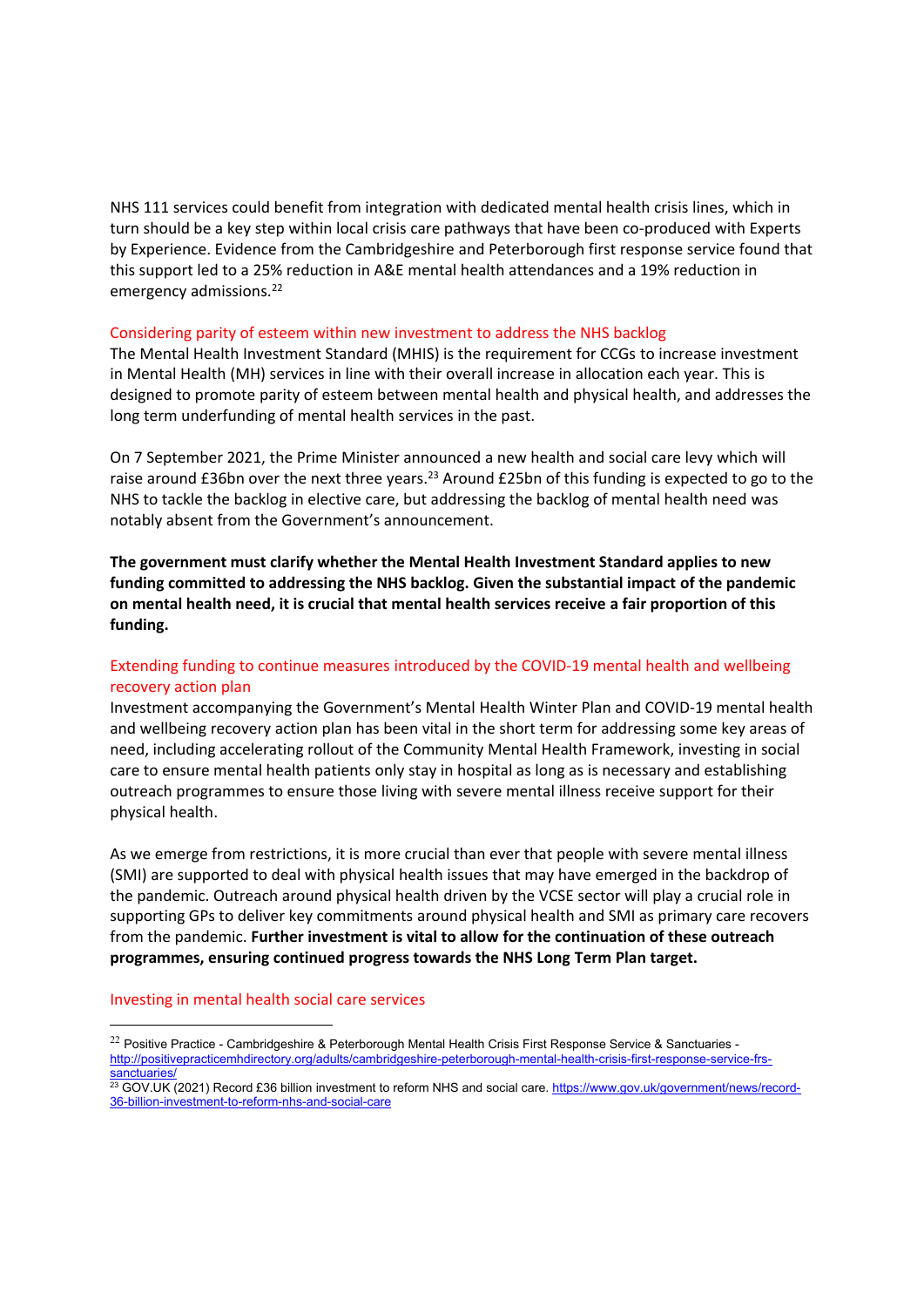NHS 111 services could benefit from integration with dedicated mental health crisis lines, which in turn should be a key step within local crisis care pathways that have been co-produced with Experts by Experience. Evidence from the Cambridgeshire and Peterborough first response service found that this support led to a 25% reduction in A&E mental health attendances and a 19% reduction in emergency admissions.[22]

### Considering parity of esteem within new investment to address the NHS backlog

The Mental Health Investment Standard (MHIS) is the requirement for CCGs to increase investment in Mental Health (MH) services in line with their overall increase in allocation each year. This is designed to promote parity of esteem between mental health and physical health, and addresses the long term underfunding of mental health services in the past.

On 7 September 2021, the Prime Minister announced a new health and social care levy which will raise around £36bn over the next three years.[23] Around £25bn of this funding is expected to go to the NHS to tackle the backlog in elective care, but addressing the backlog of mental health need was notably absent from the Government's announcement.

**The government must clarify whether the Mental Health Investment Standard applies to new funding committed to addressing the NHS backlog. Given the substantial impact of the pandemic on mental health need, it is crucial that mental health services receive a fair proportion of this funding.**

### Extending funding to continue measures introduced by the COVID-19 mental health and wellbeing recovery action plan

Investment accompanying the Government's Mental Health Winter Plan and COVID-19 mental health and wellbeing recovery action plan has been vital in the short term for addressing some key areas of need, including accelerating rollout of the Community Mental Health Framework, investing in social care to ensure mental health patients only stay in hospital as long as is necessary and establishing outreach programmes to ensure those living with severe mental illness receive support for their physical health.

As we emerge from restrictions, it is more crucial than ever that people with severe mental illness (SMI) are supported to deal with physical health issues that may have emerged in the backdrop of the pandemic. Outreach around physical health driven by the VCSE sector will play a crucial role in supporting GPs to deliver key commitments around physical health and SMI as primary care recovers from the pandemic. **Further investment is vital to allow for the continuation of these outreach programmes, ensuring continued progress towards the NHS Long Term Plan target.**

### Investing in mental health social care services

---

[22] Positive Practice - Cambridgeshire & Peterborough Mental Health Crisis First Response Service & Sanctuaries - http://positivepracticemhdirectory.org/adults/cambridgeshire-peterborough-mental-health-crisis-first-response-service-frs-sanctuaries/

[23] GOV.UK (2021) Record £36 billion investment to reform NHS and social care. https://www.gov.uk/government/news/record-36-billion-investment-to-reform-nhs-and-social-care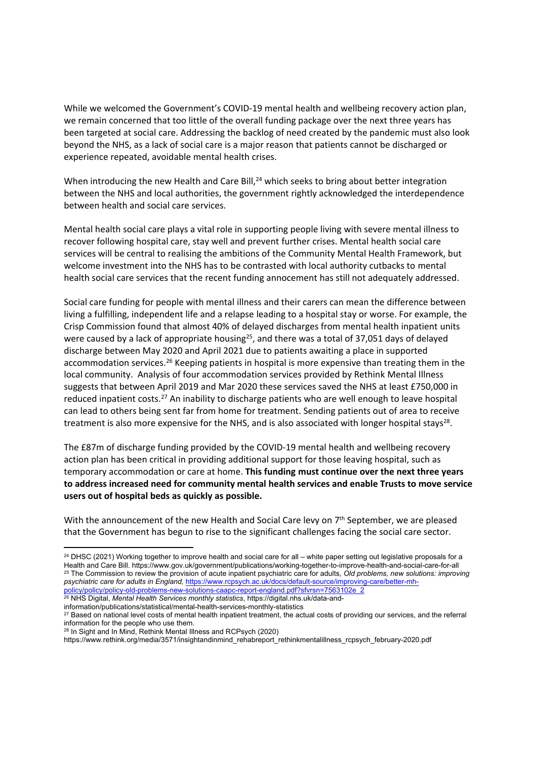While we welcomed the Government's COVID-19 mental health and wellbeing recovery action plan, we remain concerned that too little of the overall funding package over the next three years has been targeted at social care. Addressing the backlog of need created by the pandemic must also look beyond the NHS, as a lack of social care is a major reason that patients cannot be discharged or experience repeated, avoidable mental health crises.

When introducing the new Health and Care Bill,[24] which seeks to bring about better integration between the NHS and local authorities, the government rightly acknowledged the interdependence between health and social care services.

Mental health social care plays a vital role in supporting people living with severe mental illness to recover following hospital care, stay well and prevent further crises. Mental health social care services will be central to realising the ambitions of the Community Mental Health Framework, but welcome investment into the NHS has to be contrasted with local authority cutbacks to mental health social care services that the recent funding annocement has still not adequately addressed.

Social care funding for people with mental illness and their carers can mean the difference between living a fulfilling, independent life and a relapse leading to a hospital stay or worse. For example, the Crisp Commission found that almost 40% of delayed discharges from mental health inpatient units were caused by a lack of appropriate housing[25], and there was a total of 37,051 days of delayed discharge between May 2020 and April 2021 due to patients awaiting a place in supported accommodation services.[26] Keeping patients in hospital is more expensive than treating them in the local community. Analysis of four accommodation services provided by Rethink Mental Illness suggests that between April 2019 and Mar 2020 these services saved the NHS at least £750,000 in reduced inpatient costs.[27] An inability to discharge patients who are well enough to leave hospital can lead to others being sent far from home for treatment. Sending patients out of area to receive treatment is also more expensive for the NHS, and is also associated with longer hospital stays[28].

The £87m of discharge funding provided by the COVID-19 mental health and wellbeing recovery action plan has been critical in providing additional support for those leaving hospital, such as temporary accommodation or care at home. **This funding must continue over the next three years to address increased need for community mental health services and enable Trusts to move service users out of hospital beds as quickly as possible.**

With the announcement of the new Health and Social Care levy on 7th September, we are pleased that the Government has begun to rise to the significant challenges facing the social care sector.

---

[24] DHSC (2021) Working together to improve health and social care for all – white paper setting out legislative proposals for a Health and Care Bill. https://www.gov.uk/government/publications/working-together-to-improve-health-and-social-care-for-all

[25] The Commission to review the provision of acute inpatient psychiatric care for adults, *Old problems, new solutions: improving psychiatric care for adults in England,* https://www.rcpsych.ac.uk/docs/default-source/improving-care/better-mh-policy/policy/policy-old-problems-new-solutions-caapc-report-england.pdf?sfvrsn=7563102e_2

[26] NHS Digital, *Mental Health Services monthly statistics*, https://digital.nhs.uk/data-and-information/publications/statistical/mental-health-services-monthly-statistics

[27] Based on national level costs of mental health inpatient treatment, the actual costs of providing our services, and the referral information for the people who use them.

[28] In Sight and In Mind, Rethink Mental Illness and RCPsych (2020) https://www.rethink.org/media/3571/insightandinmind_rehabreport_rethinkmentalillness_rcpsych_february-2020.pdf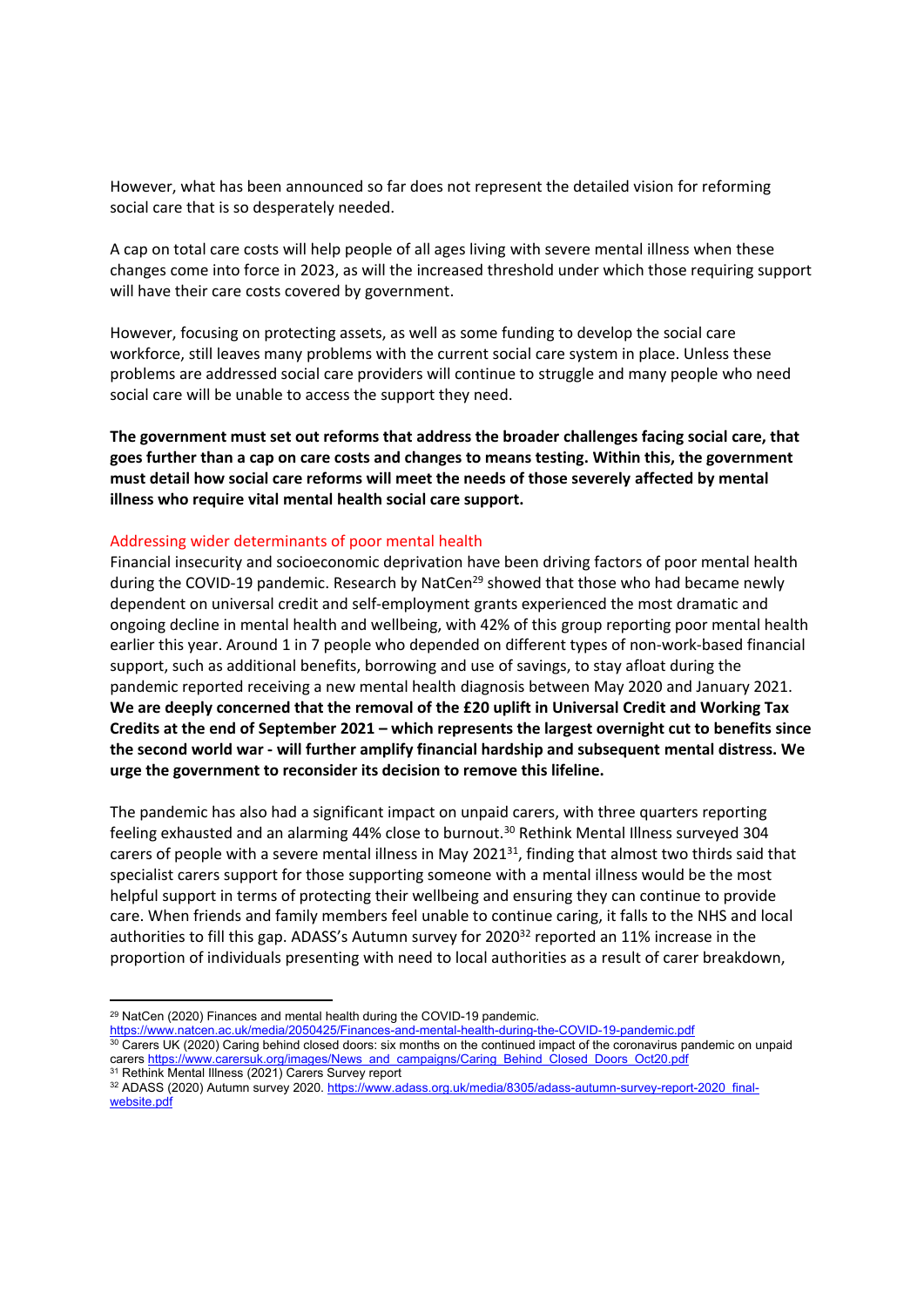However, what has been announced so far does not represent the detailed vision for reforming social care that is so desperately needed.

A cap on total care costs will help people of all ages living with severe mental illness when these changes come into force in 2023, as will the increased threshold under which those requiring support will have their care costs covered by government.

However, focusing on protecting assets, as well as some funding to develop the social care workforce, still leaves many problems with the current social care system in place. Unless these problems are addressed social care providers will continue to struggle and many people who need social care will be unable to access the support they need.

**The government must set out reforms that address the broader challenges facing social care, that goes further than a cap on care costs and changes to means testing. Within this, the government must detail how social care reforms will meet the needs of those severely affected by mental illness who require vital mental health social care support.**

## Addressing wider determinants of poor mental health

Financial insecurity and socioeconomic deprivation have been driving factors of poor mental health during the COVID-19 pandemic. Research by NatCen[29] showed that those who had became newly dependent on universal credit and self-employment grants experienced the most dramatic and ongoing decline in mental health and wellbeing, with 42% of this group reporting poor mental health earlier this year. Around 1 in 7 people who depended on different types of non-work-based financial support, such as additional benefits, borrowing and use of savings, to stay afloat during the pandemic reported receiving a new mental health diagnosis between May 2020 and January 2021. **We are deeply concerned that the removal of the £20 uplift in Universal Credit and Working Tax Credits at the end of September 2021 – which represents the largest overnight cut to benefits since the second world war - will further amplify financial hardship and subsequent mental distress. We urge the government to reconsider its decision to remove this lifeline.**

The pandemic has also had a significant impact on unpaid carers, with three quarters reporting feeling exhausted and an alarming 44% close to burnout.[30] Rethink Mental Illness surveyed 304 carers of people with a severe mental illness in May 2021[31], finding that almost two thirds said that specialist carers support for those supporting someone with a mental illness would be the most helpful support in terms of protecting their wellbeing and ensuring they can continue to provide care. When friends and family members feel unable to continue caring, it falls to the NHS and local authorities to fill this gap. ADASS's Autumn survey for 2020[32] reported an 11% increase in the proportion of individuals presenting with need to local authorities as a result of carer breakdown,

---

[29] NatCen (2020) Finances and mental health during the COVID-19 pandemic. https://www.natcen.ac.uk/media/2050425/Finances-and-mental-health-during-the-COVID-19-pandemic.pdf

[30] Carers UK (2020) Caring behind closed doors: six months on the continued impact of the coronavirus pandemic on unpaid carers https://www.carersuk.org/images/News_and_campaigns/Caring_Behind_Closed_Doors_Oct20.pdf

[31] Rethink Mental Illness (2021) Carers Survey report

[32] ADASS (2020) Autumn survey 2020. https://www.adass.org.uk/media/8305/adass-autumn-survey-report-2020_final-website.pdf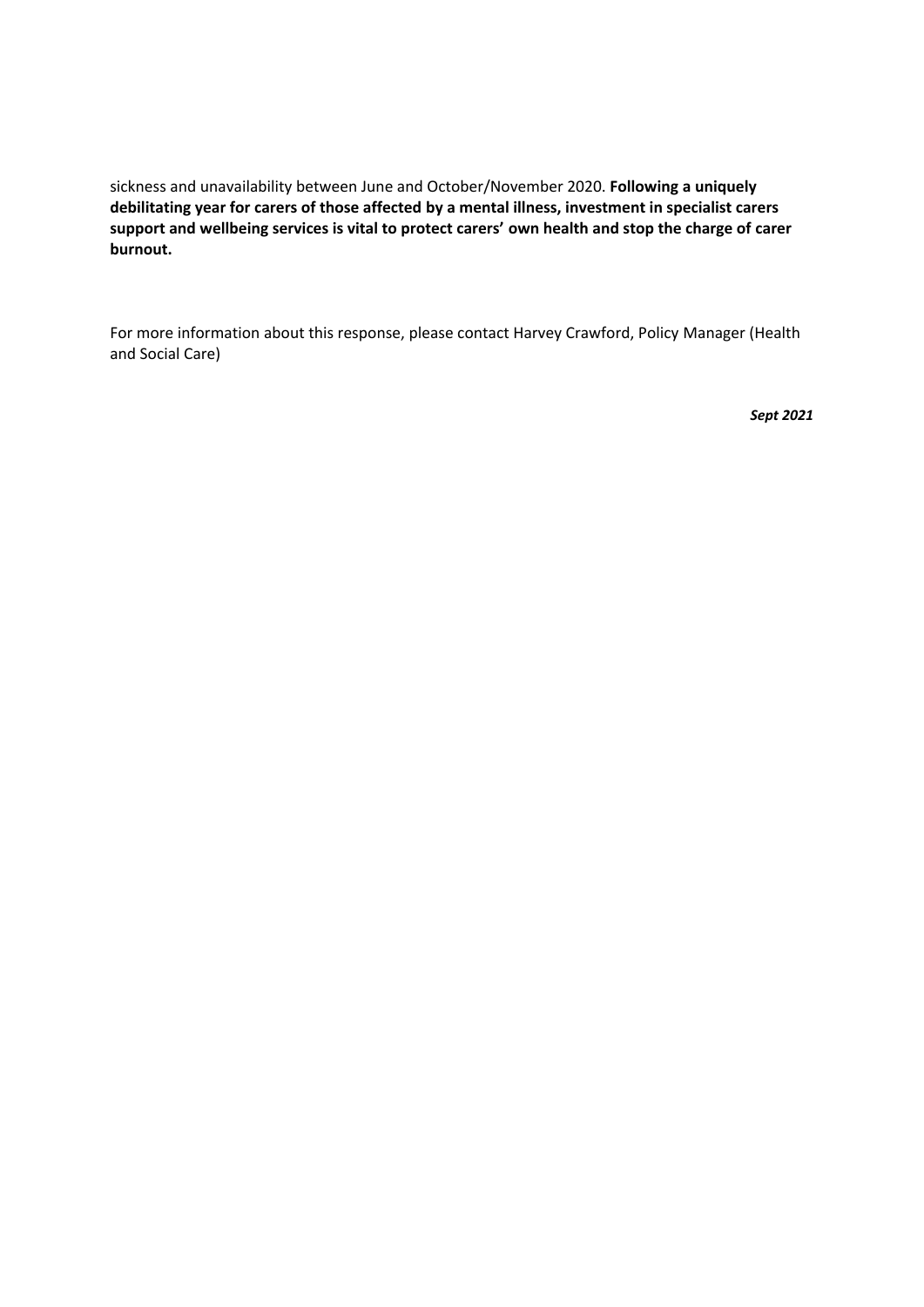sickness and unavailability between June and October/November 2020. **Following a uniquely debilitating year for carers of those affected by a mental illness, investment in specialist carers support and wellbeing services is vital to protect carers' own health and stop the charge of carer burnout.**

For more information about this response, please contact Harvey Crawford, Policy Manager (Health and Social Care)

***Sept 2021***